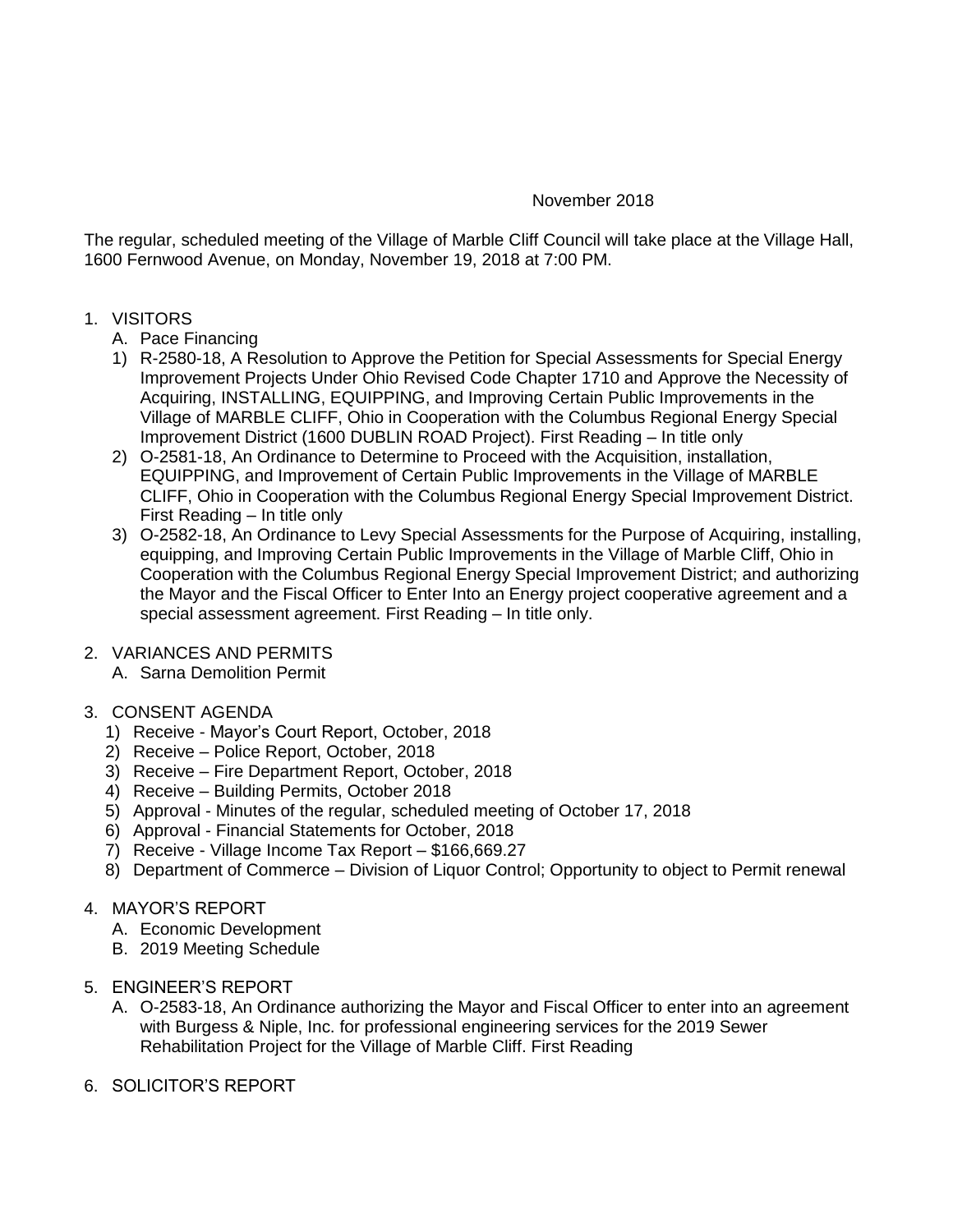November 2018

The regular, scheduled meeting of the Village of Marble Cliff Council will take place at the Village Hall, 1600 Fernwood Avenue, on Monday, November 19, 2018 at 7:00 PM.

1. VISITORS
   A. Pace Financing
   1) R-2580-18, A Resolution to Approve the Petition for Special Assessments for Special Energy Improvement Projects Under Ohio Revised Code Chapter 1710 and Approve the Necessity of Acquiring, INSTALLING, EQUIPPING, and Improving Certain Public Improvements in the Village of MARBLE CLIFF, Ohio in Cooperation with the Columbus Regional Energy Special Improvement District (1600 DUBLIN ROAD Project). First Reading – In title only
   2) O-2581-18, An Ordinance to Determine to Proceed with the Acquisition, installation, EQUIPPING, and Improvement of Certain Public Improvements in the Village of MARBLE CLIFF, Ohio in Cooperation with the Columbus Regional Energy Special Improvement District. First Reading – In title only
   3) O-2582-18, An Ordinance to Levy Special Assessments for the Purpose of Acquiring, installing, equipping, and Improving Certain Public Improvements in the Village of Marble Cliff, Ohio in Cooperation with the Columbus Regional Energy Special Improvement District; and authorizing the Mayor and the Fiscal Officer to Enter Into an Energy project cooperative agreement and a special assessment agreement. First Reading – In title only.

2. VARIANCES AND PERMITS
   A. Sarna Demolition Permit

3. CONSENT AGENDA
   1) Receive - Mayor's Court Report, October, 2018
   2) Receive – Police Report, October, 2018
   3) Receive – Fire Department Report, October, 2018
   4) Receive – Building Permits, October 2018
   5) Approval - Minutes of the regular, scheduled meeting of October 17, 2018
   6) Approval - Financial Statements for October, 2018
   7) Receive - Village Income Tax Report – $166,669.27
   8) Department of Commerce – Division of Liquor Control; Opportunity to object to Permit renewal

4. MAYOR'S REPORT
   A. Economic Development
   B. 2019 Meeting Schedule

5. ENGINEER'S REPORT
   A. O-2583-18, An Ordinance authorizing the Mayor and Fiscal Officer to enter into an agreement with Burgess & Niple, Inc. for professional engineering services for the 2019 Sewer Rehabilitation Project for the Village of Marble Cliff. First Reading

6. SOLICITOR'S REPORT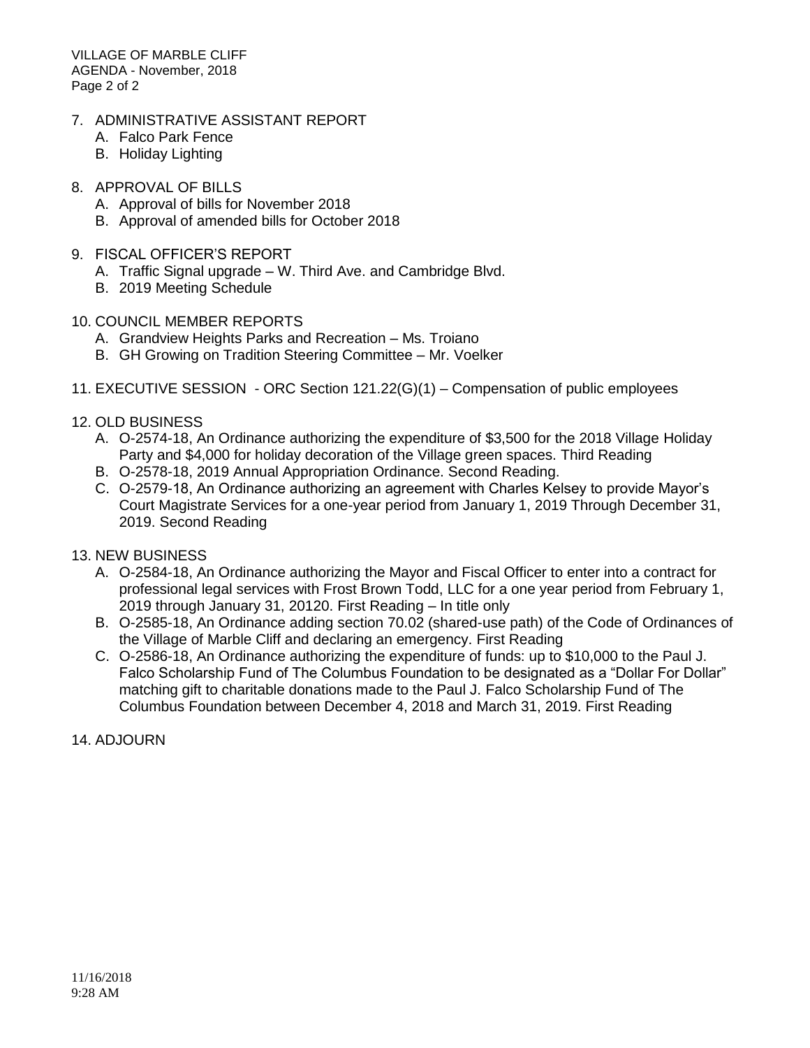7. ADMINISTRATIVE ASSISTANT REPORT
   A. Falco Park Fence
   B. Holiday Lighting

8. APPROVAL OF BILLS
   A. Approval of bills for November 2018
   B. Approval of amended bills for October 2018

9. FISCAL OFFICER'S REPORT
   A. Traffic Signal upgrade – W. Third Ave. and Cambridge Blvd.
   B. 2019 Meeting Schedule

10. COUNCIL MEMBER REPORTS
    A. Grandview Heights Parks and Recreation – Ms. Troiano
    B. GH Growing on Tradition Steering Committee – Mr. Voelker

11. EXECUTIVE SESSION - ORC Section 121.22(G)(1) – Compensation of public employees

12. OLD BUSINESS
    A. O-2574-18, An Ordinance authorizing the expenditure of $3,500 for the 2018 Village Holiday Party and $4,000 for holiday decoration of the Village green spaces. Third Reading
    B. O-2578-18, 2019 Annual Appropriation Ordinance. Second Reading.
    C. O-2579-18, An Ordinance authorizing an agreement with Charles Kelsey to provide Mayor's Court Magistrate Services for a one-year period from January 1, 2019 Through December 31, 2019. Second Reading

13. NEW BUSINESS
    A. O-2584-18, An Ordinance authorizing the Mayor and Fiscal Officer to enter into a contract for professional legal services with Frost Brown Todd, LLC for a one year period from February 1, 2019 through January 31, 20120. First Reading – In title only
    B. O-2585-18, An Ordinance adding section 70.02 (shared-use path) of the Code of Ordinances of the Village of Marble Cliff and declaring an emergency. First Reading
    C. O-2586-18, An Ordinance authorizing the expenditure of funds: up to $10,000 to the Paul J. Falco Scholarship Fund of The Columbus Foundation to be designated as a "Dollar For Dollar" matching gift to charitable donations made to the Paul J. Falco Scholarship Fund of The Columbus Foundation between December 4, 2018 and March 31, 2019. First Reading

14. ADJOURN

11/16/2018
9:28 AM